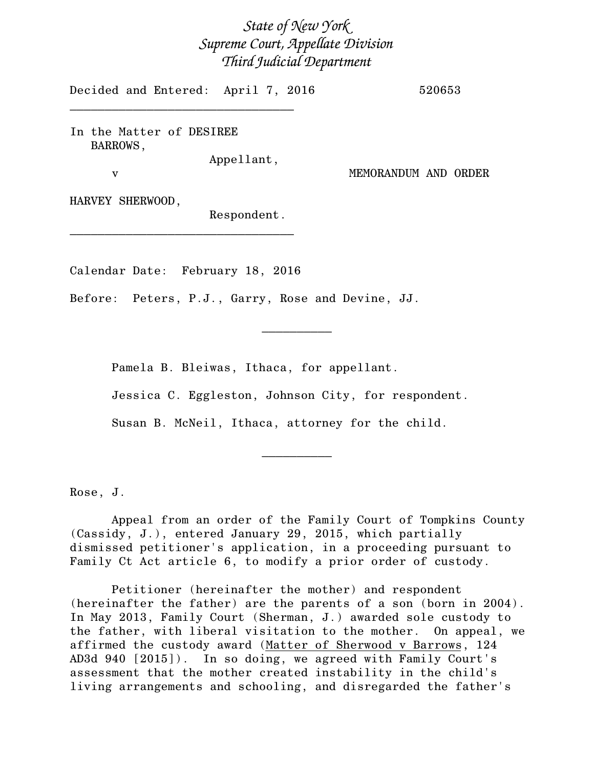*State of New York*
*Supreme Court, Appellate Division*
*Third Judicial Department*

Decided and Entered: April 7, 2016 520653

---

In the Matter of DESIREE BARROWS,
Appellant,

v MEMORANDUM AND ORDER

HARVEY SHERWOOD,
Respondent.

---

Calendar Date: February 18, 2016

Before: Peters, P.J., Garry, Rose and Devine, JJ.

---

Pamela B. Bleiwas, Ithaca, for appellant.

Jessica C. Eggleston, Johnson City, for respondent.

Susan B. McNeil, Ithaca, attorney for the child.

---

Rose, J.

Appeal from an order of the Family Court of Tompkins County (Cassidy, J.), entered January 29, 2015, which partially dismissed petitioner's application, in a proceeding pursuant to Family Ct Act article 6, to modify a prior order of custody.

Petitioner (hereinafter the mother) and respondent (hereinafter the father) are the parents of a son (born in 2004). In May 2013, Family Court (Sherman, J.) awarded sole custody to the father, with liberal visitation to the mother. On appeal, we affirmed the custody award (Matter of Sherwood v Barrows, 124 AD3d 940 [2015]). In so doing, we agreed with Family Court's assessment that the mother created instability in the child's living arrangements and schooling, and disregarded the father's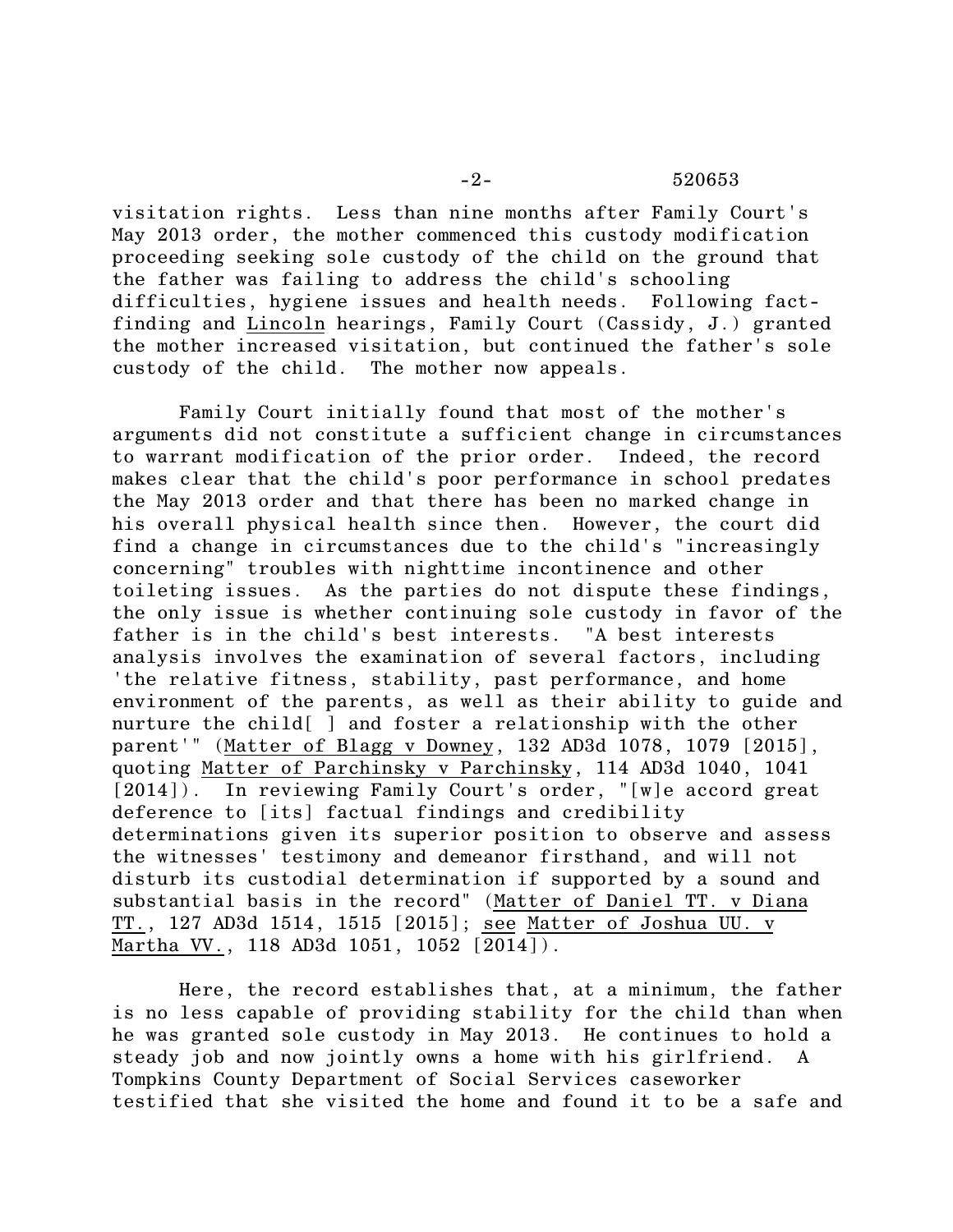visitation rights. Less than nine months after Family Court's May 2013 order, the mother commenced this custody modification proceeding seeking sole custody of the child on the ground that the father was failing to address the child's schooling difficulties, hygiene issues and health needs. Following fact-finding and Lincoln hearings, Family Court (Cassidy, J.) granted the mother increased visitation, but continued the father's sole custody of the child. The mother now appeals.

Family Court initially found that most of the mother's arguments did not constitute a sufficient change in circumstances to warrant modification of the prior order. Indeed, the record makes clear that the child's poor performance in school predates the May 2013 order and that there has been no marked change in his overall physical health since then. However, the court did find a change in circumstances due to the child's "increasingly concerning" troubles with nighttime incontinence and other toileting issues. As the parties do not dispute these findings, the only issue is whether continuing sole custody in favor of the father is in the child's best interests. "A best interests analysis involves the examination of several factors, including 'the relative fitness, stability, past performance, and home environment of the parents, as well as their ability to guide and nurture the child[ ] and foster a relationship with the other parent'" (Matter of Blagg v Downey, 132 AD3d 1078, 1079 [2015], quoting Matter of Parchinsky v Parchinsky, 114 AD3d 1040, 1041 [2014]). In reviewing Family Court's order, "[w]e accord great deference to [its] factual findings and credibility determinations given its superior position to observe and assess the witnesses' testimony and demeanor firsthand, and will not disturb its custodial determination if supported by a sound and substantial basis in the record" (Matter of Daniel TT. v Diana TT., 127 AD3d 1514, 1515 [2015]; see Matter of Joshua UU. v Martha VV., 118 AD3d 1051, 1052 [2014]).

Here, the record establishes that, at a minimum, the father is no less capable of providing stability for the child than when he was granted sole custody in May 2013. He continues to hold a steady job and now jointly owns a home with his girlfriend. A Tompkins County Department of Social Services caseworker testified that she visited the home and found it to be a safe and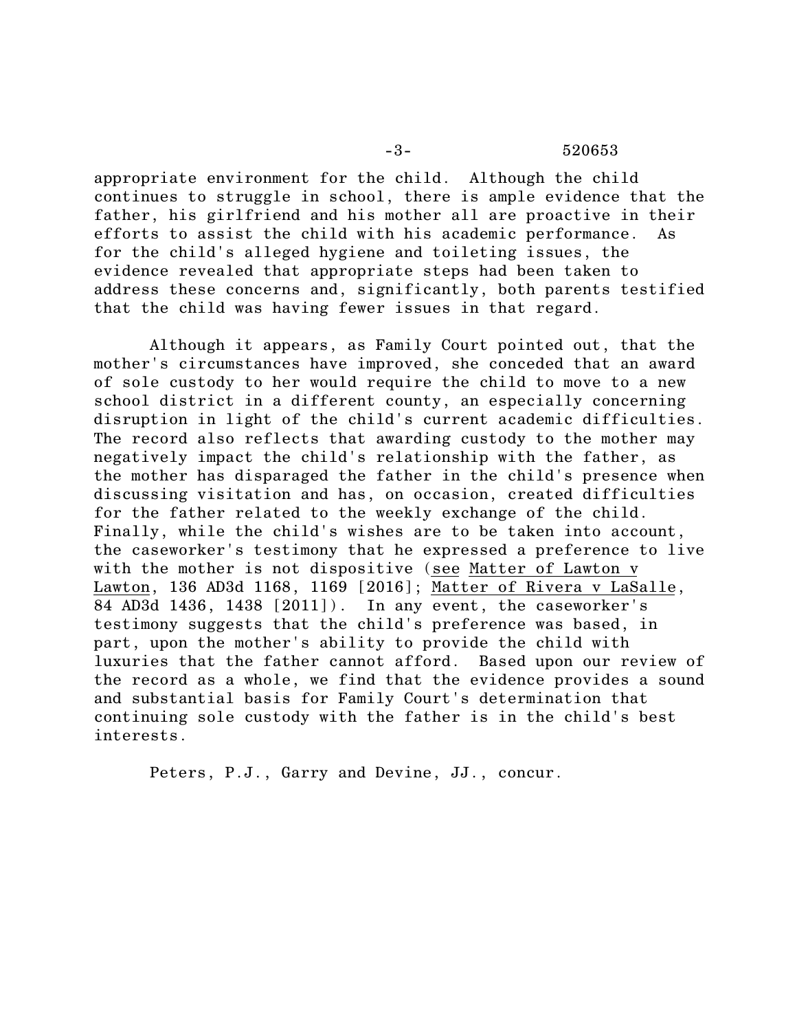appropriate environment for the child. Although the child continues to struggle in school, there is ample evidence that the father, his girlfriend and his mother all are proactive in their efforts to assist the child with his academic performance. As for the child's alleged hygiene and toileting issues, the evidence revealed that appropriate steps had been taken to address these concerns and, significantly, both parents testified that the child was having fewer issues in that regard.

Although it appears, as Family Court pointed out, that the mother's circumstances have improved, she conceded that an award of sole custody to her would require the child to move to a new school district in a different county, an especially concerning disruption in light of the child's current academic difficulties. The record also reflects that awarding custody to the mother may negatively impact the child's relationship with the father, as the mother has disparaged the father in the child's presence when discussing visitation and has, on occasion, created difficulties for the father related to the weekly exchange of the child. Finally, while the child's wishes are to be taken into account, the caseworker's testimony that he expressed a preference to live with the mother is not dispositive (see Matter of Lawton v Lawton, 136 AD3d 1168, 1169 [2016]; Matter of Rivera v LaSalle, 84 AD3d 1436, 1438 [2011]). In any event, the caseworker's testimony suggests that the child's preference was based, in part, upon the mother's ability to provide the child with luxuries that the father cannot afford. Based upon our review of the record as a whole, we find that the evidence provides a sound and substantial basis for Family Court's determination that continuing sole custody with the father is in the child's best interests.

Peters, P.J., Garry and Devine, JJ., concur.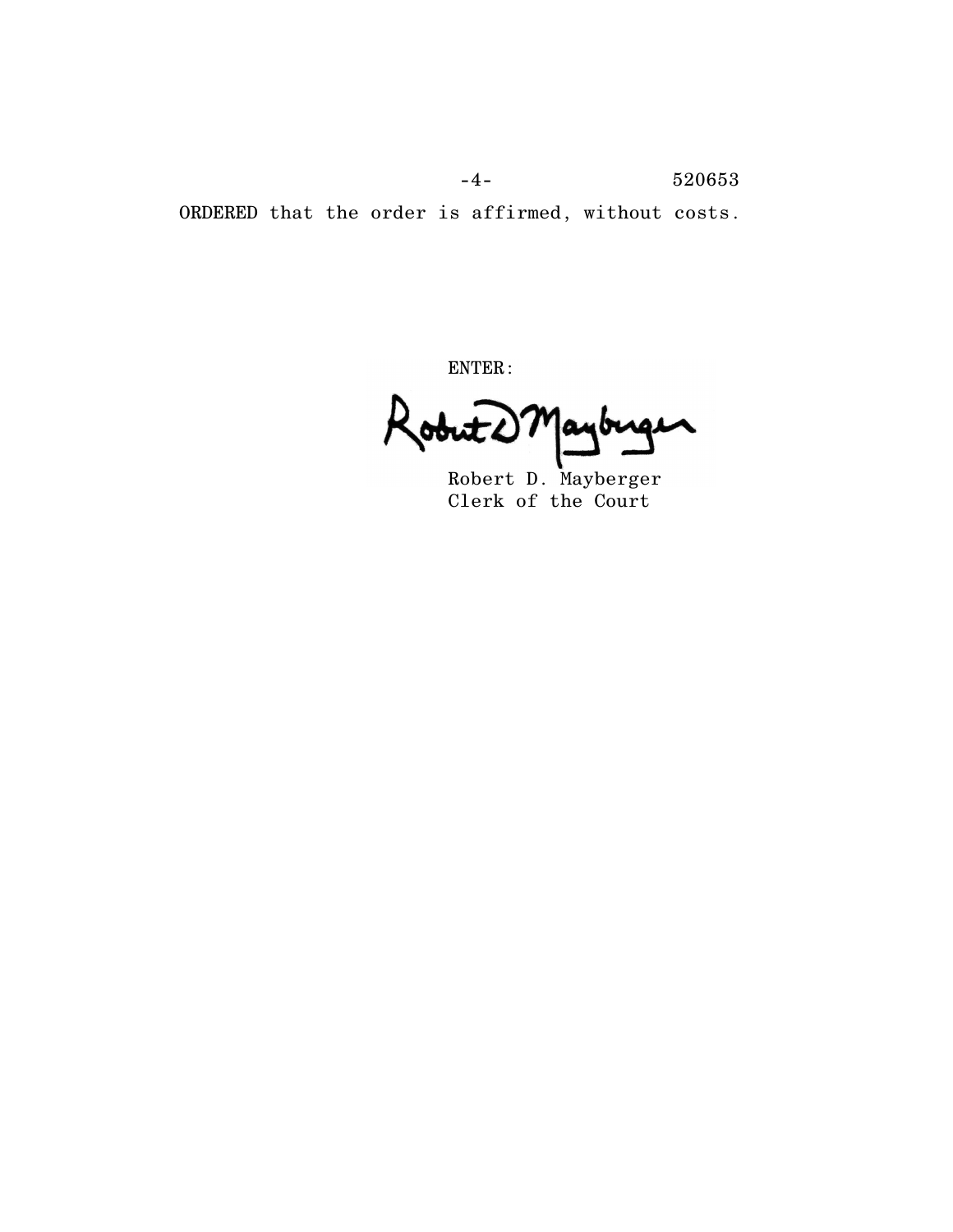ORDERED that the order is affirmed, without costs.

ENTER:

Robert D. Mayberger
Clerk of the Court